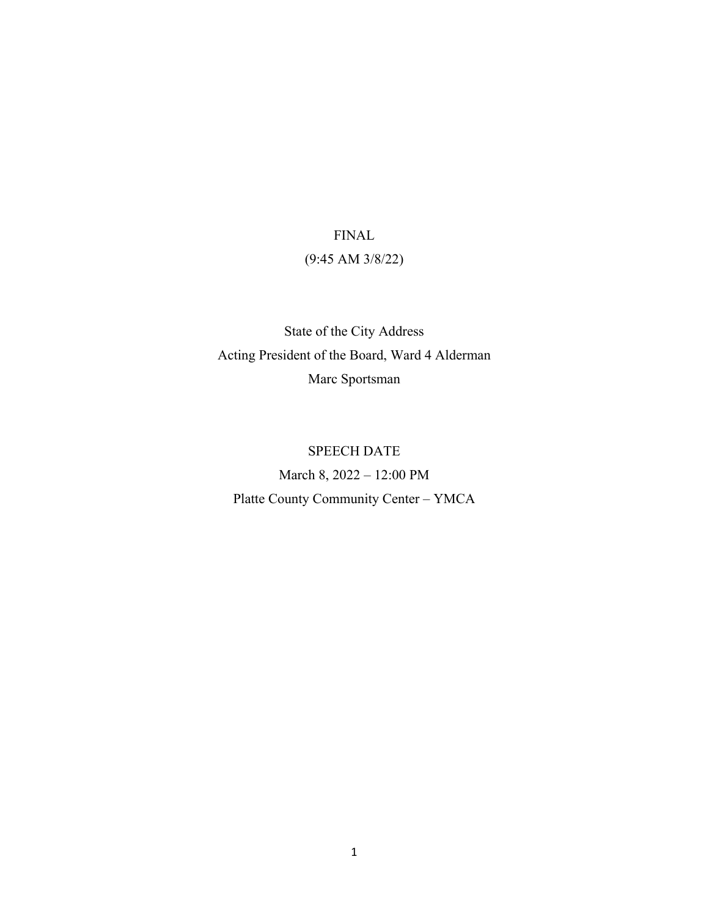FINAL

(9:45 AM 3/8/22)

State of the City Address

Acting President of the Board, Ward 4 Alderman

Marc Sportsman

SPEECH DATE

March 8, 2022 – 12:00 PM

Platte County Community Center – YMCA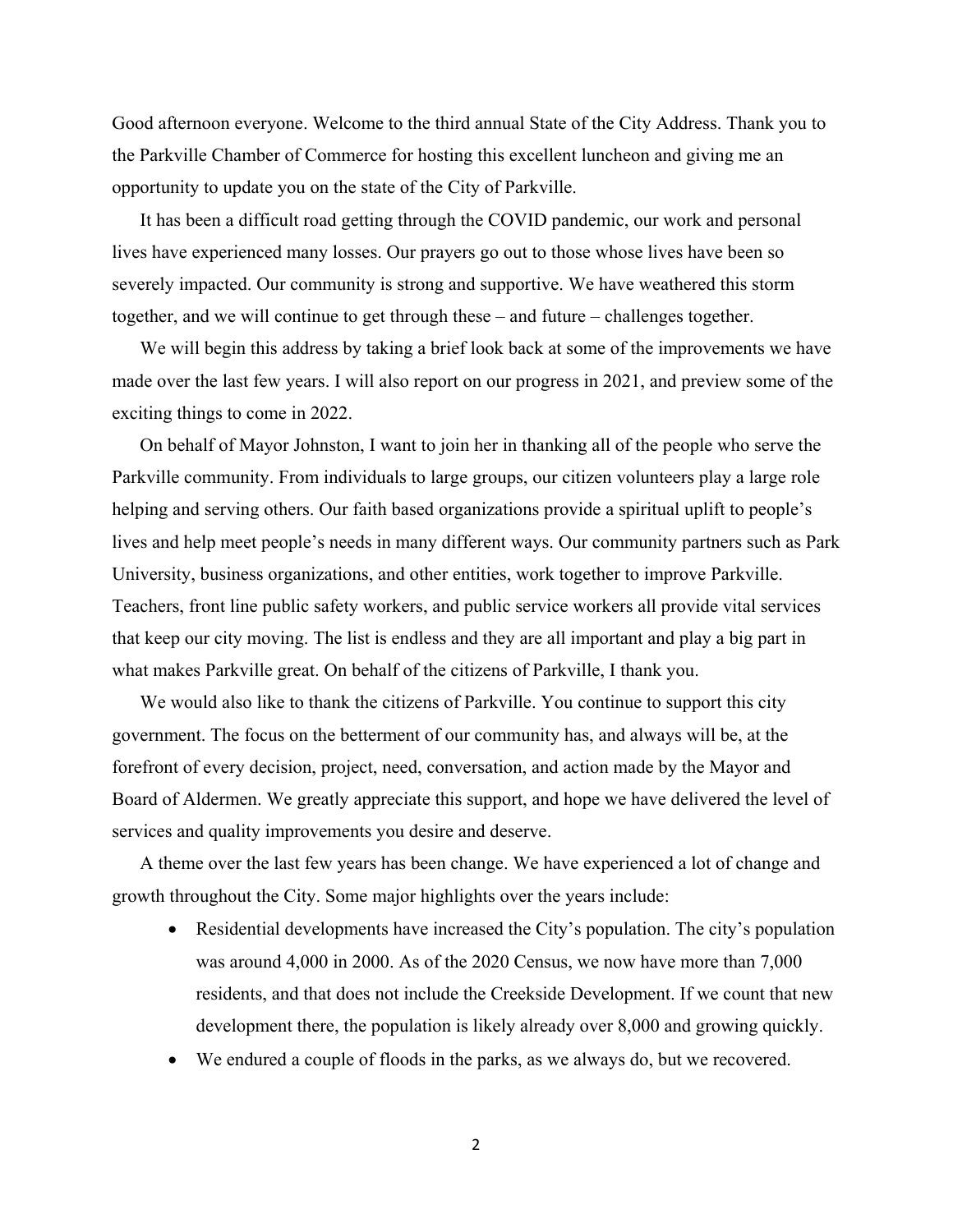Good afternoon everyone. Welcome to the third annual State of the City Address. Thank you to the Parkville Chamber of Commerce for hosting this excellent luncheon and giving me an opportunity to update you on the state of the City of Parkville.

It has been a difficult road getting through the COVID pandemic, our work and personal lives have experienced many losses. Our prayers go out to those whose lives have been so severely impacted. Our community is strong and supportive. We have weathered this storm together, and we will continue to get through these – and future – challenges together.

We will begin this address by taking a brief look back at some of the improvements we have made over the last few years. I will also report on our progress in 2021, and preview some of the exciting things to come in 2022.

On behalf of Mayor Johnston, I want to join her in thanking all of the people who serve the Parkville community. From individuals to large groups, our citizen volunteers play a large role helping and serving others. Our faith based organizations provide a spiritual uplift to people's lives and help meet people's needs in many different ways. Our community partners such as Park University, business organizations, and other entities, work together to improve Parkville. Teachers, front line public safety workers, and public service workers all provide vital services that keep our city moving. The list is endless and they are all important and play a big part in what makes Parkville great. On behalf of the citizens of Parkville, I thank you.

We would also like to thank the citizens of Parkville. You continue to support this city government. The focus on the betterment of our community has, and always will be, at the forefront of every decision, project, need, conversation, and action made by the Mayor and Board of Aldermen. We greatly appreciate this support, and hope we have delivered the level of services and quality improvements you desire and deserve.

A theme over the last few years has been change. We have experienced a lot of change and growth throughout the City. Some major highlights over the years include:

- Residential developments have increased the City's population. The city's population was around 4,000 in 2000. As of the 2020 Census, we now have more than 7,000 residents, and that does not include the Creekside Development. If we count that new development there, the population is likely already over 8,000 and growing quickly.
- We endured a couple of floods in the parks, as we always do, but we recovered.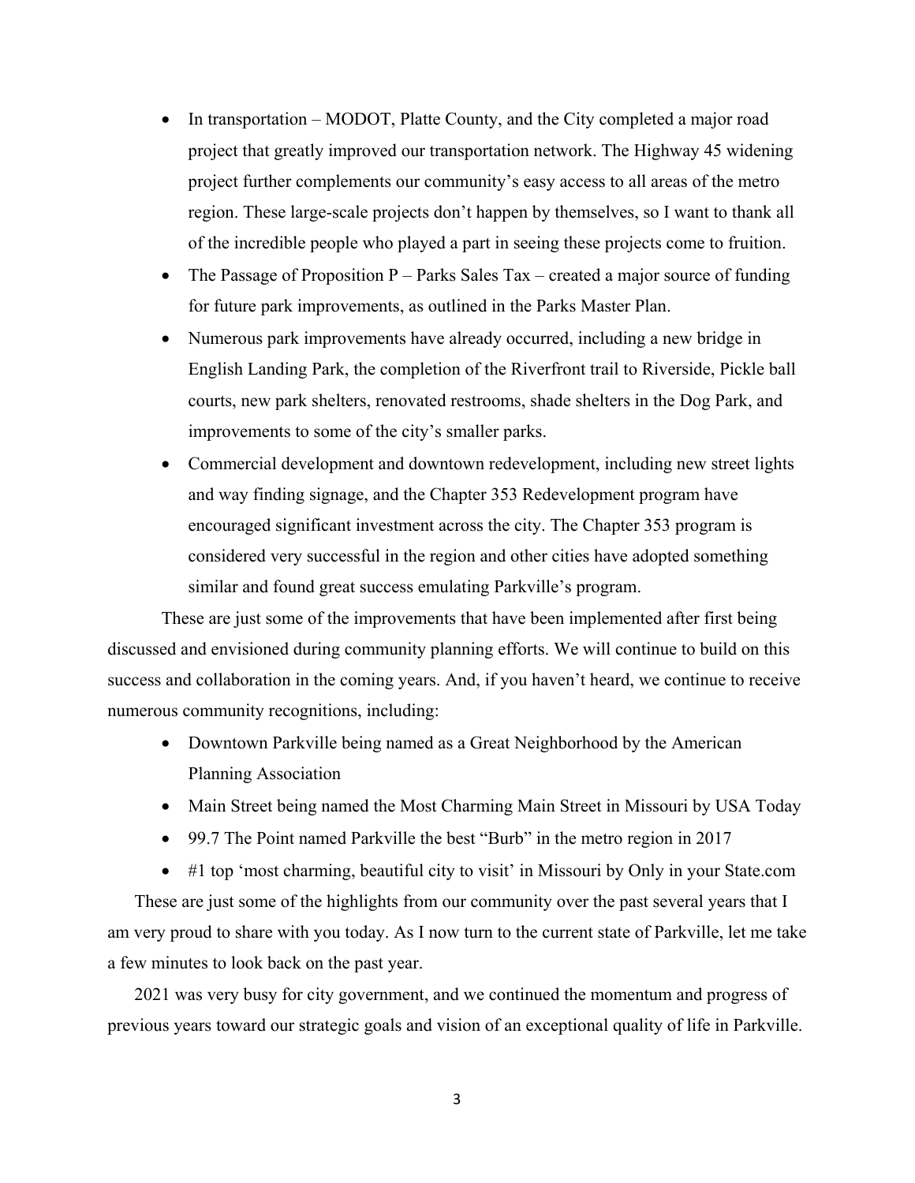- In transportation – MODOT, Platte County, and the City completed a major road project that greatly improved our transportation network. The Highway 45 widening project further complements our community's easy access to all areas of the metro region. These large-scale projects don't happen by themselves, so I want to thank all of the incredible people who played a part in seeing these projects come to fruition.
- The Passage of Proposition P – Parks Sales Tax – created a major source of funding for future park improvements, as outlined in the Parks Master Plan.
- Numerous park improvements have already occurred, including a new bridge in English Landing Park, the completion of the Riverfront trail to Riverside, Pickle ball courts, new park shelters, renovated restrooms, shade shelters in the Dog Park, and improvements to some of the city's smaller parks.
- Commercial development and downtown redevelopment, including new street lights and way finding signage, and the Chapter 353 Redevelopment program have encouraged significant investment across the city. The Chapter 353 program is considered very successful in the region and other cities have adopted something similar and found great success emulating Parkville's program.

These are just some of the improvements that have been implemented after first being discussed and envisioned during community planning efforts. We will continue to build on this success and collaboration in the coming years. And, if you haven't heard, we continue to receive numerous community recognitions, including:

- Downtown Parkville being named as a Great Neighborhood by the American Planning Association
- Main Street being named the Most Charming Main Street in Missouri by USA Today
- 99.7 The Point named Parkville the best "Burb" in the metro region in 2017
- #1 top 'most charming, beautiful city to visit' in Missouri by Only in your State.com

These are just some of the highlights from our community over the past several years that I am very proud to share with you today. As I now turn to the current state of Parkville, let me take a few minutes to look back on the past year.

2021 was very busy for city government, and we continued the momentum and progress of previous years toward our strategic goals and vision of an exceptional quality of life in Parkville.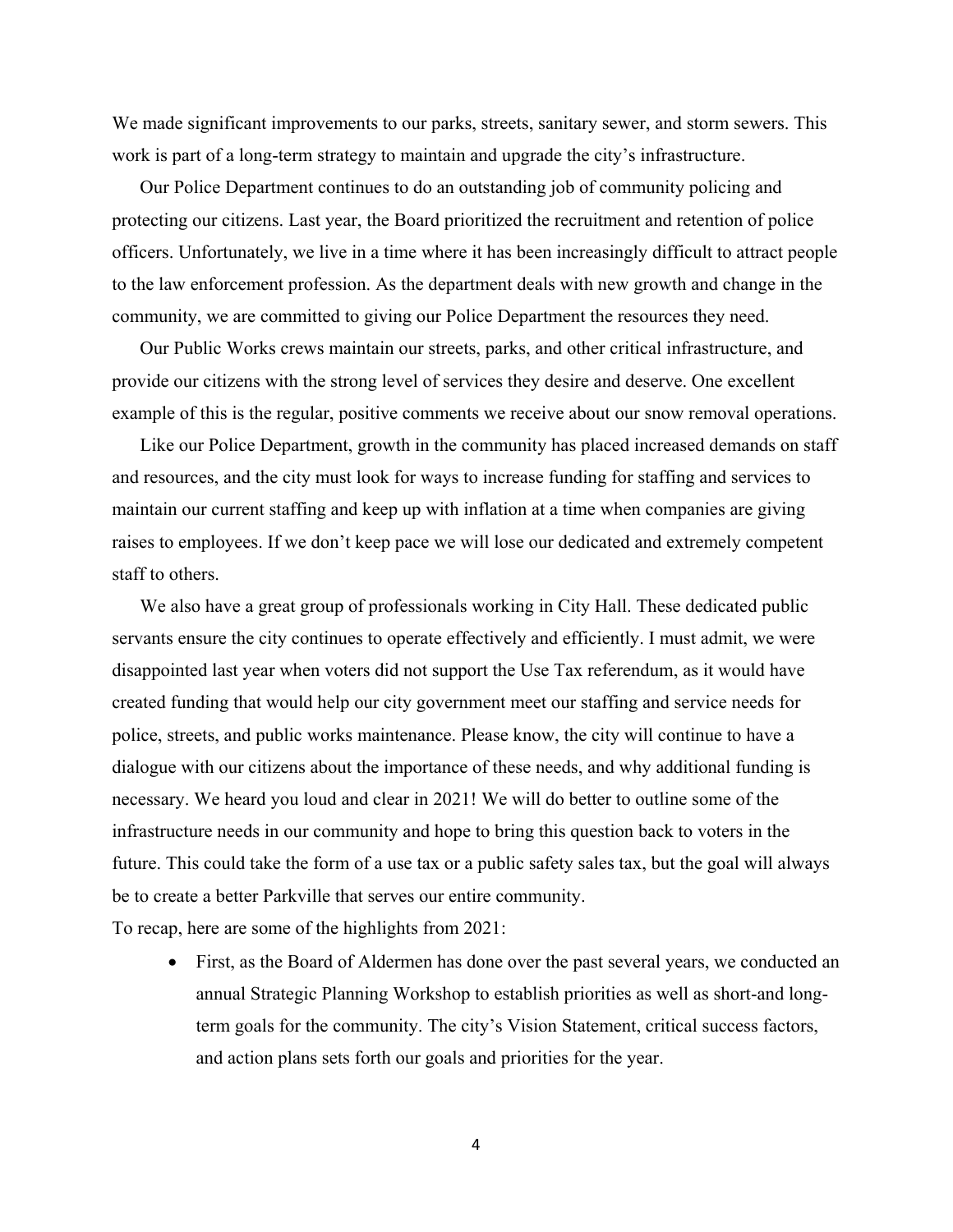We made significant improvements to our parks, streets, sanitary sewer, and storm sewers. This work is part of a long-term strategy to maintain and upgrade the city's infrastructure.

Our Police Department continues to do an outstanding job of community policing and protecting our citizens. Last year, the Board prioritized the recruitment and retention of police officers. Unfortunately, we live in a time where it has been increasingly difficult to attract people to the law enforcement profession. As the department deals with new growth and change in the community, we are committed to giving our Police Department the resources they need.

Our Public Works crews maintain our streets, parks, and other critical infrastructure, and provide our citizens with the strong level of services they desire and deserve. One excellent example of this is the regular, positive comments we receive about our snow removal operations.

Like our Police Department, growth in the community has placed increased demands on staff and resources, and the city must look for ways to increase funding for staffing and services to maintain our current staffing and keep up with inflation at a time when companies are giving raises to employees. If we don't keep pace we will lose our dedicated and extremely competent staff to others.

We also have a great group of professionals working in City Hall. These dedicated public servants ensure the city continues to operate effectively and efficiently. I must admit, we were disappointed last year when voters did not support the Use Tax referendum, as it would have created funding that would help our city government meet our staffing and service needs for police, streets, and public works maintenance. Please know, the city will continue to have a dialogue with our citizens about the importance of these needs, and why additional funding is necessary. We heard you loud and clear in 2021! We will do better to outline some of the infrastructure needs in our community and hope to bring this question back to voters in the future. This could take the form of a use tax or a public safety sales tax, but the goal will always be to create a better Parkville that serves our entire community.

To recap, here are some of the highlights from 2021:

- First, as the Board of Aldermen has done over the past several years, we conducted an annual Strategic Planning Workshop to establish priorities as well as short-and long-term goals for the community. The city's Vision Statement, critical success factors, and action plans sets forth our goals and priorities for the year.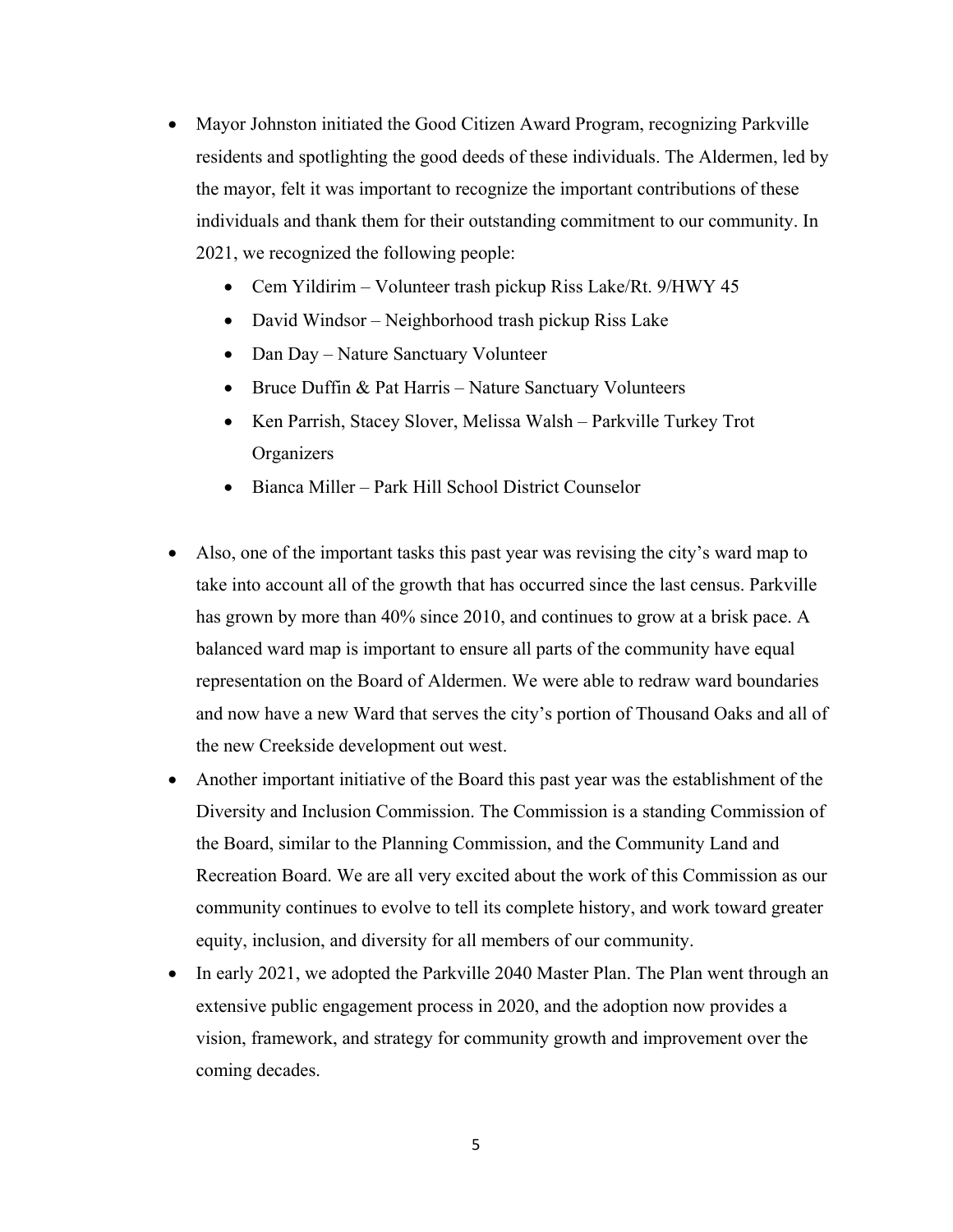- Mayor Johnston initiated the Good Citizen Award Program, recognizing Parkville residents and spotlighting the good deeds of these individuals. The Aldermen, led by the mayor, felt it was important to recognize the important contributions of these individuals and thank them for their outstanding commitment to our community. In 2021, we recognized the following people:
  - Cem Yildirim – Volunteer trash pickup Riss Lake/Rt. 9/HWY 45
  - David Windsor – Neighborhood trash pickup Riss Lake
  - Dan Day – Nature Sanctuary Volunteer
  - Bruce Duffin & Pat Harris – Nature Sanctuary Volunteers
  - Ken Parrish, Stacey Slover, Melissa Walsh – Parkville Turkey Trot Organizers
  - Bianca Miller – Park Hill School District Counselor

- Also, one of the important tasks this past year was revising the city's ward map to take into account all of the growth that has occurred since the last census. Parkville has grown by more than 40% since 2010, and continues to grow at a brisk pace. A balanced ward map is important to ensure all parts of the community have equal representation on the Board of Aldermen. We were able to redraw ward boundaries and now have a new Ward that serves the city's portion of Thousand Oaks and all of the new Creekside development out west.
- Another important initiative of the Board this past year was the establishment of the Diversity and Inclusion Commission. The Commission is a standing Commission of the Board, similar to the Planning Commission, and the Community Land and Recreation Board. We are all very excited about the work of this Commission as our community continues to evolve to tell its complete history, and work toward greater equity, inclusion, and diversity for all members of our community.
- In early 2021, we adopted the Parkville 2040 Master Plan. The Plan went through an extensive public engagement process in 2020, and the adoption now provides a vision, framework, and strategy for community growth and improvement over the coming decades.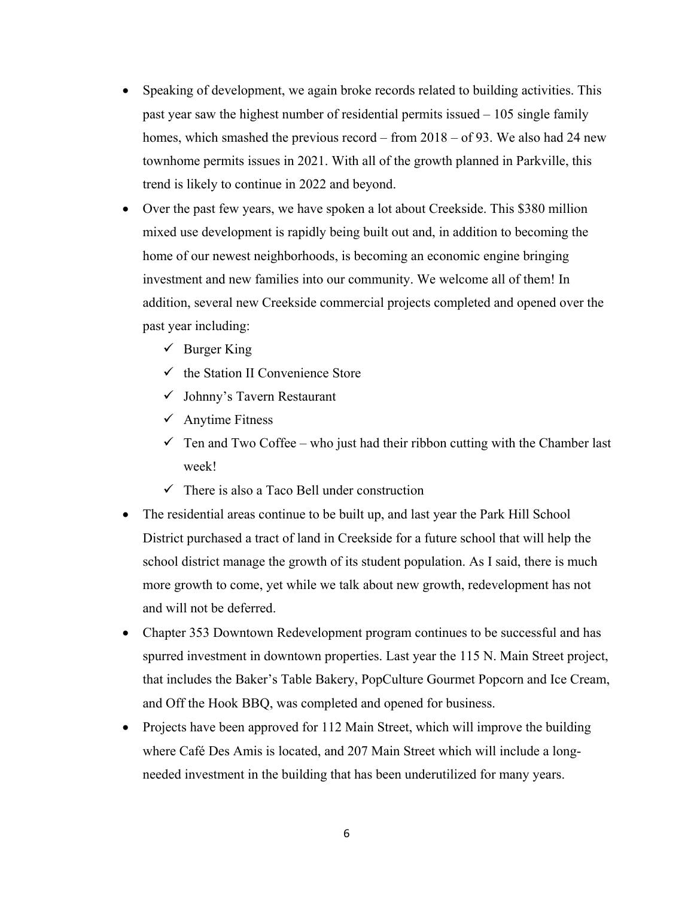- Speaking of development, we again broke records related to building activities. This past year saw the highest number of residential permits issued – 105 single family homes, which smashed the previous record – from 2018 – of 93. We also had 24 new townhome permits issues in 2021. With all of the growth planned in Parkville, this trend is likely to continue in 2022 and beyond.
- Over the past few years, we have spoken a lot about Creekside. This $380 million mixed use development is rapidly being built out and, in addition to becoming the home of our newest neighborhoods, is becoming an economic engine bringing investment and new families into our community. We welcome all of them! In addition, several new Creekside commercial projects completed and opened over the past year including:
  - ✓ Burger King
  - ✓ the Station II Convenience Store
  - ✓ Johnny's Tavern Restaurant
  - ✓ Anytime Fitness
  - ✓ Ten and Two Coffee – who just had their ribbon cutting with the Chamber last week!
  - ✓ There is also a Taco Bell under construction
- The residential areas continue to be built up, and last year the Park Hill School District purchased a tract of land in Creekside for a future school that will help the school district manage the growth of its student population. As I said, there is much more growth to come, yet while we talk about new growth, redevelopment has not and will not be deferred.
- Chapter 353 Downtown Redevelopment program continues to be successful and has spurred investment in downtown properties. Last year the 115 N. Main Street project, that includes the Baker's Table Bakery, PopCulture Gourmet Popcorn and Ice Cream, and Off the Hook BBQ, was completed and opened for business.
- Projects have been approved for 112 Main Street, which will improve the building where Café Des Amis is located, and 207 Main Street which will include a long-needed investment in the building that has been underutilized for many years.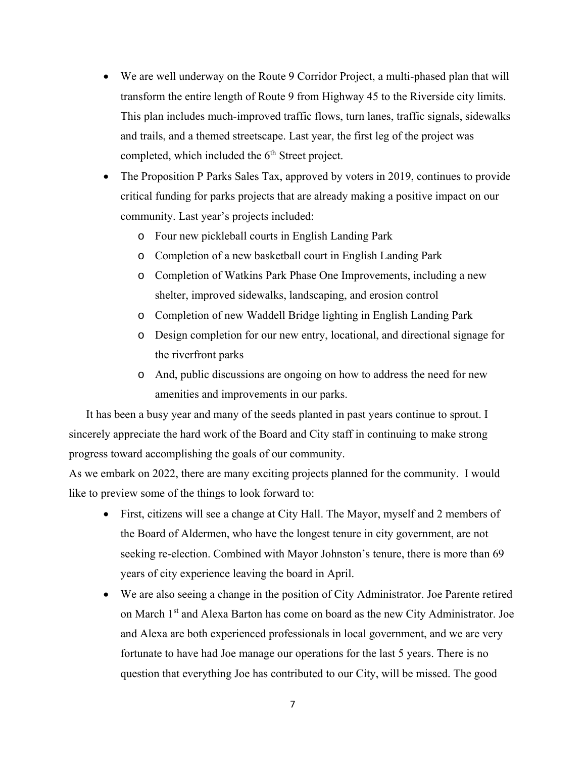- We are well underway on the Route 9 Corridor Project, a multi-phased plan that will transform the entire length of Route 9 from Highway 45 to the Riverside city limits. This plan includes much-improved traffic flows, turn lanes, traffic signals, sidewalks and trails, and a themed streetscape. Last year, the first leg of the project was completed, which included the 6th Street project.
- The Proposition P Parks Sales Tax, approved by voters in 2019, continues to provide critical funding for parks projects that are already making a positive impact on our community. Last year's projects included:
  - Four new pickleball courts in English Landing Park
  - Completion of a new basketball court in English Landing Park
  - Completion of Watkins Park Phase One Improvements, including a new shelter, improved sidewalks, landscaping, and erosion control
  - Completion of new Waddell Bridge lighting in English Landing Park
  - Design completion for our new entry, locational, and directional signage for the riverfront parks
  - And, public discussions are ongoing on how to address the need for new amenities and improvements in our parks.

It has been a busy year and many of the seeds planted in past years continue to sprout. I sincerely appreciate the hard work of the Board and City staff in continuing to make strong progress toward accomplishing the goals of our community.

As we embark on 2022, there are many exciting projects planned for the community. I would like to preview some of the things to look forward to:

- First, citizens will see a change at City Hall. The Mayor, myself and 2 members of the Board of Aldermen, who have the longest tenure in city government, are not seeking re-election. Combined with Mayor Johnston's tenure, there is more than 69 years of city experience leaving the board in April.
- We are also seeing a change in the position of City Administrator. Joe Parente retired on March 1st and Alexa Barton has come on board as the new City Administrator. Joe and Alexa are both experienced professionals in local government, and we are very fortunate to have had Joe manage our operations for the last 5 years. There is no question that everything Joe has contributed to our City, will be missed. The good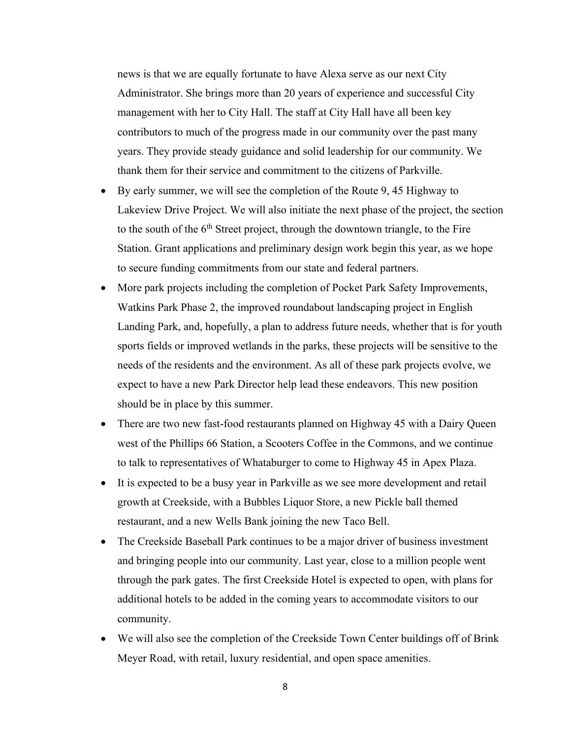news is that we are equally fortunate to have Alexa serve as our next City Administrator. She brings more than 20 years of experience and successful City management with her to City Hall. The staff at City Hall have all been key contributors to much of the progress made in our community over the past many years. They provide steady guidance and solid leadership for our community. We thank them for their service and commitment to the citizens of Parkville.

- By early summer, we will see the completion of the Route 9, 45 Highway to Lakeview Drive Project. We will also initiate the next phase of the project, the section to the south of the 6th Street project, through the downtown triangle, to the Fire Station. Grant applications and preliminary design work begin this year, as we hope to secure funding commitments from our state and federal partners.
- More park projects including the completion of Pocket Park Safety Improvements, Watkins Park Phase 2, the improved roundabout landscaping project in English Landing Park, and, hopefully, a plan to address future needs, whether that is for youth sports fields or improved wetlands in the parks, these projects will be sensitive to the needs of the residents and the environment. As all of these park projects evolve, we expect to have a new Park Director help lead these endeavors. This new position should be in place by this summer.
- There are two new fast-food restaurants planned on Highway 45 with a Dairy Queen west of the Phillips 66 Station, a Scooters Coffee in the Commons, and we continue to talk to representatives of Whataburger to come to Highway 45 in Apex Plaza.
- It is expected to be a busy year in Parkville as we see more development and retail growth at Creekside, with a Bubbles Liquor Store, a new Pickle ball themed restaurant, and a new Wells Bank joining the new Taco Bell.
- The Creekside Baseball Park continues to be a major driver of business investment and bringing people into our community. Last year, close to a million people went through the park gates. The first Creekside Hotel is expected to open, with plans for additional hotels to be added in the coming years to accommodate visitors to our community.
- We will also see the completion of the Creekside Town Center buildings off of Brink Meyer Road, with retail, luxury residential, and open space amenities.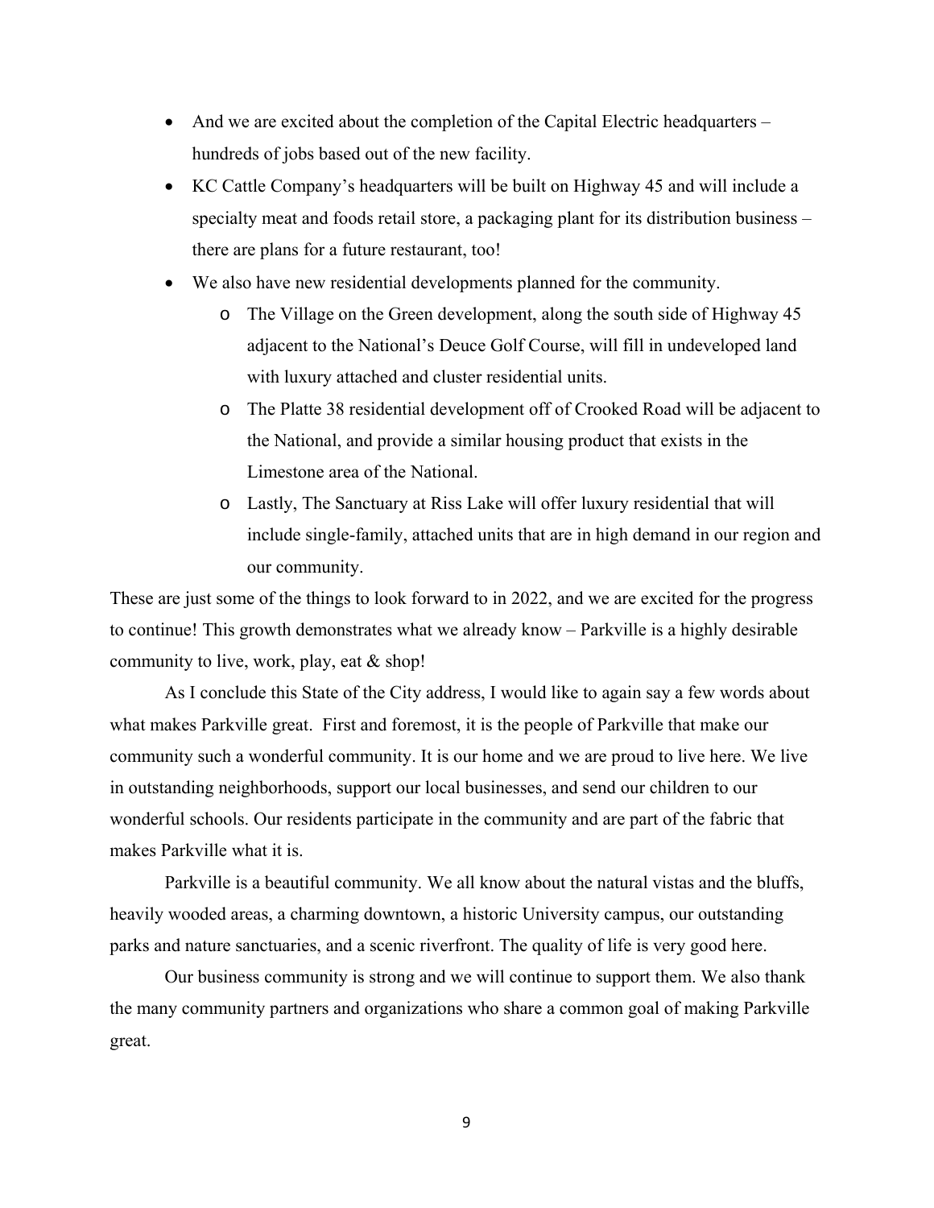- And we are excited about the completion of the Capital Electric headquarters – hundreds of jobs based out of the new facility.
- KC Cattle Company's headquarters will be built on Highway 45 and will include a specialty meat and foods retail store, a packaging plant for its distribution business – there are plans for a future restaurant, too!
- We also have new residential developments planned for the community.
  - The Village on the Green development, along the south side of Highway 45 adjacent to the National's Deuce Golf Course, will fill in undeveloped land with luxury attached and cluster residential units.
  - The Platte 38 residential development off of Crooked Road will be adjacent to the National, and provide a similar housing product that exists in the Limestone area of the National.
  - Lastly, The Sanctuary at Riss Lake will offer luxury residential that will include single-family, attached units that are in high demand in our region and our community.

These are just some of the things to look forward to in 2022, and we are excited for the progress to continue! This growth demonstrates what we already know – Parkville is a highly desirable community to live, work, play, eat & shop!

As I conclude this State of the City address, I would like to again say a few words about what makes Parkville great. First and foremost, it is the people of Parkville that make our community such a wonderful community. It is our home and we are proud to live here. We live in outstanding neighborhoods, support our local businesses, and send our children to our wonderful schools. Our residents participate in the community and are part of the fabric that makes Parkville what it is.

Parkville is a beautiful community. We all know about the natural vistas and the bluffs, heavily wooded areas, a charming downtown, a historic University campus, our outstanding parks and nature sanctuaries, and a scenic riverfront. The quality of life is very good here.

Our business community is strong and we will continue to support them. We also thank the many community partners and organizations who share a common goal of making Parkville great.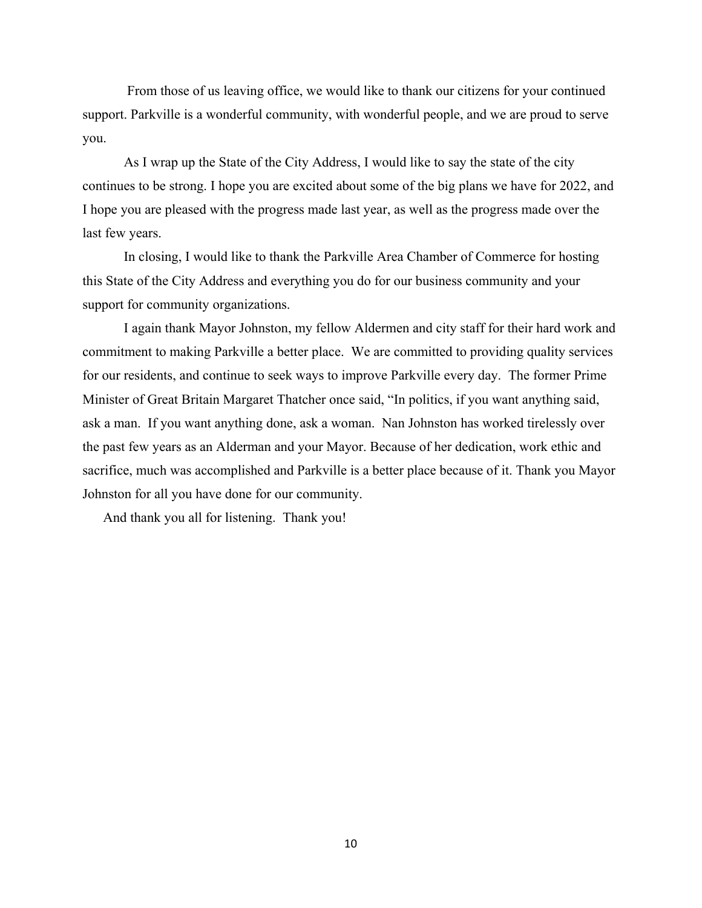From those of us leaving office, we would like to thank our citizens for your continued support. Parkville is a wonderful community, with wonderful people, and we are proud to serve you.

As I wrap up the State of the City Address, I would like to say the state of the city continues to be strong. I hope you are excited about some of the big plans we have for 2022, and I hope you are pleased with the progress made last year, as well as the progress made over the last few years.

In closing, I would like to thank the Parkville Area Chamber of Commerce for hosting this State of the City Address and everything you do for our business community and your support for community organizations.

I again thank Mayor Johnston, my fellow Aldermen and city staff for their hard work and commitment to making Parkville a better place. We are committed to providing quality services for our residents, and continue to seek ways to improve Parkville every day. The former Prime Minister of Great Britain Margaret Thatcher once said, "In politics, if you want anything said, ask a man. If you want anything done, ask a woman. Nan Johnston has worked tirelessly over the past few years as an Alderman and your Mayor. Because of her dedication, work ethic and sacrifice, much was accomplished and Parkville is a better place because of it. Thank you Mayor Johnston for all you have done for our community.

And thank you all for listening. Thank you!